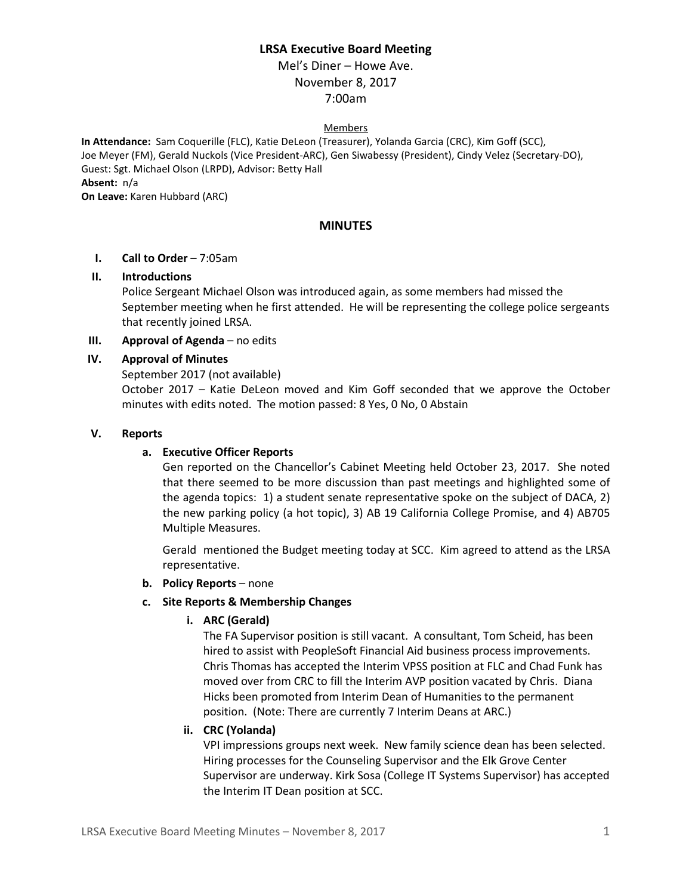# LRSA Executive Board Meeting

Mel's Diner – Howe Ave.
November 8, 2017
7:00am

Members

**In Attendance:** Sam Coquerille (FLC), Katie DeLeon (Treasurer), Yolanda Garcia (CRC), Kim Goff (SCC), Joe Meyer (FM), Gerald Nuckols (Vice President-ARC), Gen Siwabessy (President), Cindy Velez (Secretary-DO), Guest: Sgt. Michael Olson (LRPD), Advisor: Betty Hall
**Absent:** n/a
**On Leave:** Karen Hubbard (ARC)

## MINUTES

**I. Call to Order** – 7:05am

**II. Introductions**

Police Sergeant Michael Olson was introduced again, as some members had missed the September meeting when he first attended. He will be representing the college police sergeants that recently joined LRSA.

**III. Approval of Agenda** – no edits

**IV. Approval of Minutes**

September 2017 (not available)

October 2017 – Katie DeLeon moved and Kim Goff seconded that we approve the October minutes with edits noted. The motion passed: 8 Yes, 0 No, 0 Abstain

**V. Reports**

**a. Executive Officer Reports**

Gen reported on the Chancellor's Cabinet Meeting held October 23, 2017. She noted that there seemed to be more discussion than past meetings and highlighted some of the agenda topics: 1) a student senate representative spoke on the subject of DACA, 2) the new parking policy (a hot topic), 3) AB 19 California College Promise, and 4) AB705 Multiple Measures.

Gerald mentioned the Budget meeting today at SCC. Kim agreed to attend as the LRSA representative.

**b. Policy Reports** – none

**c. Site Reports & Membership Changes**

**i. ARC (Gerald)**

The FA Supervisor position is still vacant. A consultant, Tom Scheid, has been hired to assist with PeopleSoft Financial Aid business process improvements. Chris Thomas has accepted the Interim VPSS position at FLC and Chad Funk has moved over from CRC to fill the Interim AVP position vacated by Chris. Diana Hicks been promoted from Interim Dean of Humanities to the permanent position. (Note: There are currently 7 Interim Deans at ARC.)

**ii. CRC (Yolanda)**

VPI impressions groups next week. New family science dean has been selected. Hiring processes for the Counseling Supervisor and the Elk Grove Center Supervisor are underway. Kirk Sosa (College IT Systems Supervisor) has accepted the Interim IT Dean position at SCC.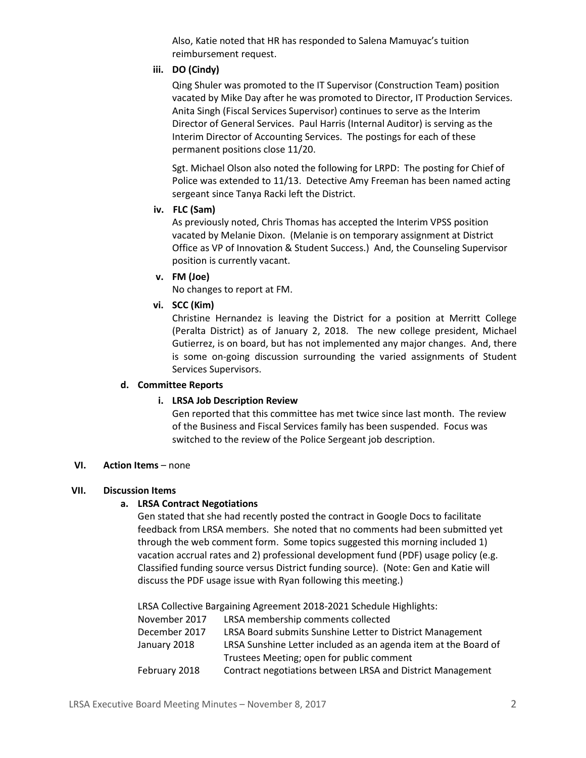Also, Katie noted that HR has responded to Salena Mamuyac's tuition reimbursement request.

**iii. DO (Cindy)**

Qing Shuler was promoted to the IT Supervisor (Construction Team) position vacated by Mike Day after he was promoted to Director, IT Production Services. Anita Singh (Fiscal Services Supervisor) continues to serve as the Interim Director of General Services. Paul Harris (Internal Auditor) is serving as the Interim Director of Accounting Services. The postings for each of these permanent positions close 11/20.

Sgt. Michael Olson also noted the following for LRPD: The posting for Chief of Police was extended to 11/13. Detective Amy Freeman has been named acting sergeant since Tanya Racki left the District.

**iv. FLC (Sam)**

As previously noted, Chris Thomas has accepted the Interim VPSS position vacated by Melanie Dixon. (Melanie is on temporary assignment at District Office as VP of Innovation & Student Success.) And, the Counseling Supervisor position is currently vacant.

**v. FM (Joe)**

No changes to report at FM.

**vi. SCC (Kim)**

Christine Hernandez is leaving the District for a position at Merritt College (Peralta District) as of January 2, 2018. The new college president, Michael Gutierrez, is on board, but has not implemented any major changes. And, there is some on-going discussion surrounding the varied assignments of Student Services Supervisors.

**d. Committee Reports**

**i. LRSA Job Description Review**

Gen reported that this committee has met twice since last month. The review of the Business and Fiscal Services family has been suspended. Focus was switched to the review of the Police Sergeant job description.

**VI. Action Items** – none

**VII. Discussion Items**

**a. LRSA Contract Negotiations**

Gen stated that she had recently posted the contract in Google Docs to facilitate feedback from LRSA members. She noted that no comments had been submitted yet through the web comment form. Some topics suggested this morning included 1) vacation accrual rates and 2) professional development fund (PDF) usage policy (e.g. Classified funding source versus District funding source). (Note: Gen and Katie will discuss the PDF usage issue with Ryan following this meeting.)

LRSA Collective Bargaining Agreement 2018-2021 Schedule Highlights:

| | |
|---|---|
| November 2017 | LRSA membership comments collected |
| December 2017 | LRSA Board submits Sunshine Letter to District Management |
| January 2018 | LRSA Sunshine Letter included as an agenda item at the Board of Trustees Meeting; open for public comment |
| February 2018 | Contract negotiations between LRSA and District Management |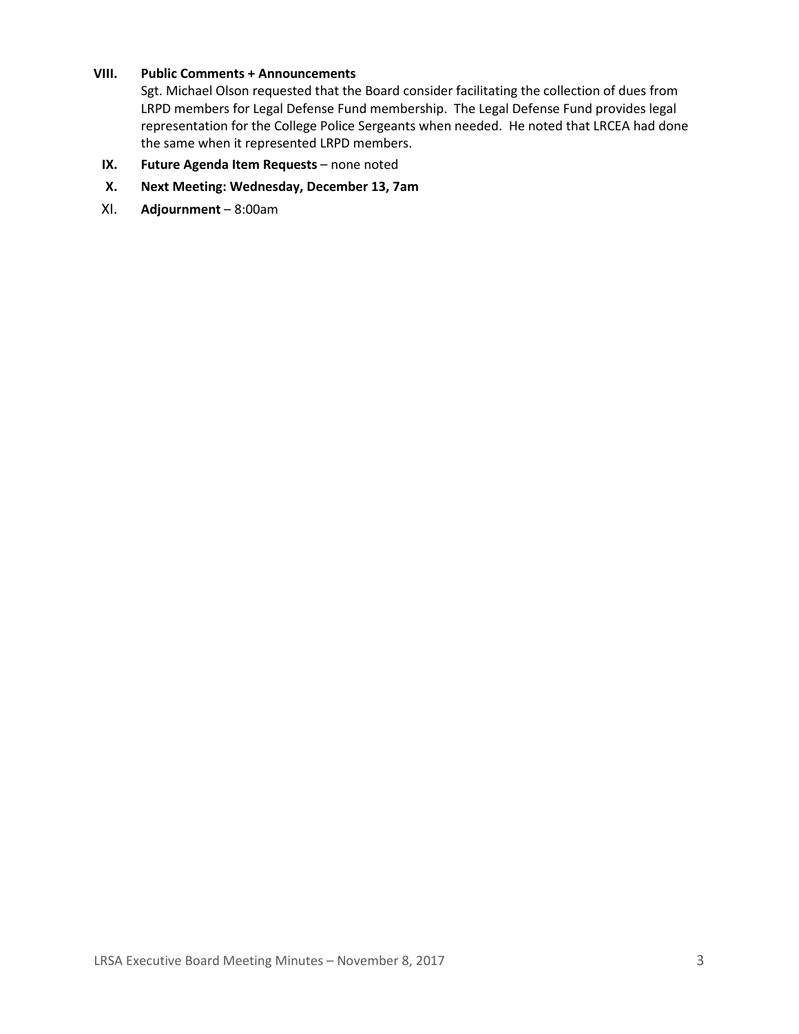**VIII. Public Comments + Announcements**

Sgt. Michael Olson requested that the Board consider facilitating the collection of dues from LRPD members for Legal Defense Fund membership. The Legal Defense Fund provides legal representation for the College Police Sergeants when needed. He noted that LRCEA had done the same when it represented LRPD members.

**IX. Future Agenda Item Requests** – none noted

**X. Next Meeting: Wednesday, December 13, 7am**

XI. **Adjournment** – 8:00am